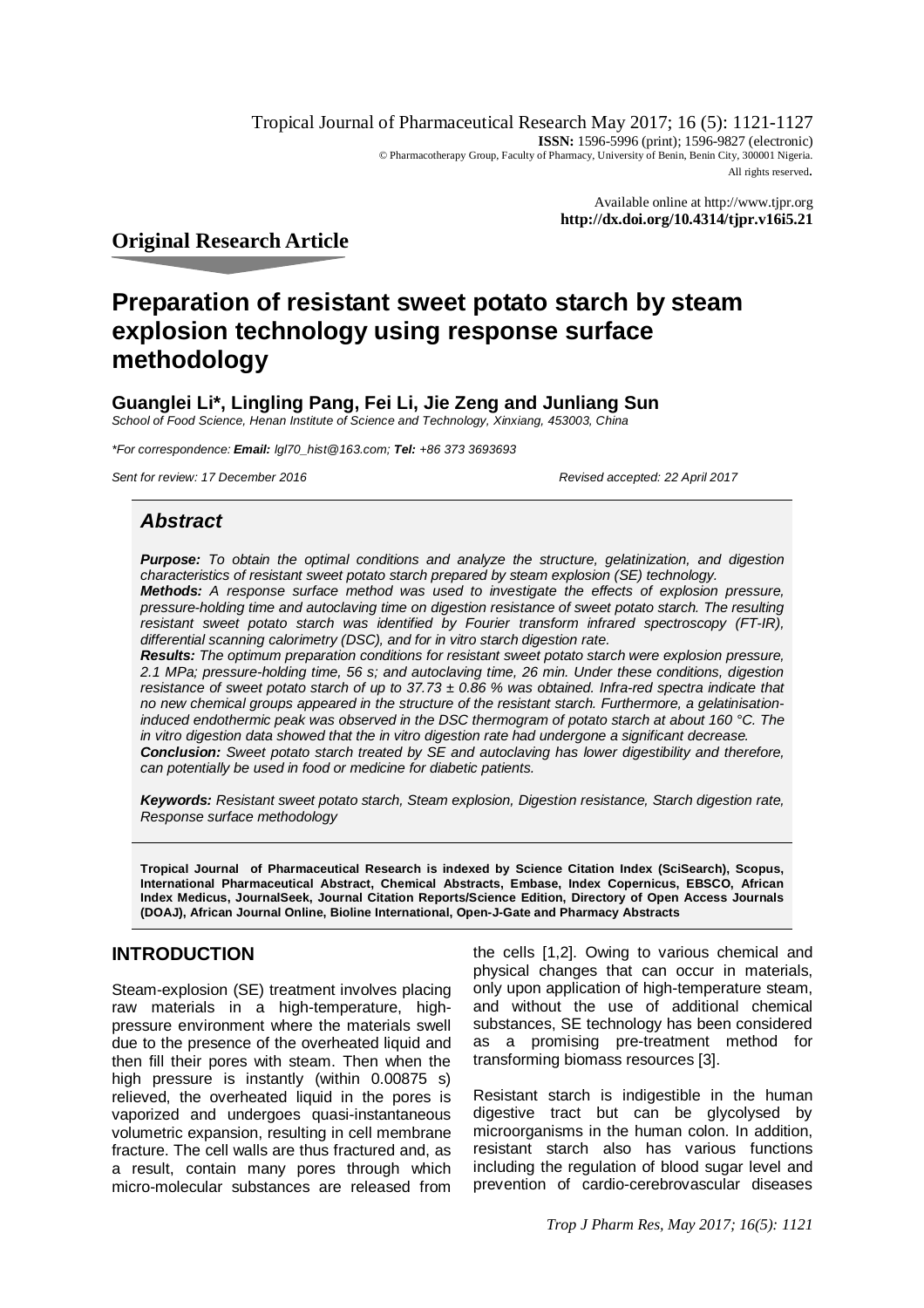Available online at http://www.tjpr.org
**http://dx.doi.org/10.4314/tjpr.v16i5.21**

**Original Research Article**

# Preparation of resistant sweet potato starch by steam explosion technology using response surface methodology

**Guanglei Li*, Lingling Pang, Fei Li, Jie Zeng and Junliang Sun**

*School of Food Science, Henan Institute of Science and Technology, Xinxiang, 453003, China*

*\*For correspondence:* ***Email:*** *lgl70_hist@163.com;* ***Tel:*** *+86 373 3693693*

*Sent for review: 17 December 2016* *Revised accepted: 22 April 2017*

## *Abstract*

***Purpose:*** *To obtain the optimal conditions and analyze the structure, gelatinization, and digestion characteristics of resistant sweet potato starch prepared by steam explosion (SE) technology.*

***Methods:*** *A response surface method was used to investigate the effects of explosion pressure, pressure-holding time and autoclaving time on digestion resistance of sweet potato starch. The resulting resistant sweet potato starch was identified by Fourier transform infrared spectroscopy (FT-IR), differential scanning calorimetry (DSC), and for in vitro starch digestion rate.*

***Results:*** *The optimum preparation conditions for resistant sweet potato starch were explosion pressure, 2.1 MPa; pressure-holding time, 56 s; and autoclaving time, 26 min. Under these conditions, digestion resistance of sweet potato starch of up to 37.73 ± 0.86 % was obtained. Infra-red spectra indicate that no new chemical groups appeared in the structure of the resistant starch. Furthermore, a gelatinisation-induced endothermic peak was observed in the DSC thermogram of potato starch at about 160 °C. The in vitro digestion data showed that the in vitro digestion rate had undergone a significant decrease.*

***Conclusion:*** *Sweet potato starch treated by SE and autoclaving has lower digestibility and therefore, can potentially be used in food or medicine for diabetic patients.*

***Keywords:*** *Resistant sweet potato starch, Steam explosion, Digestion resistance, Starch digestion rate, Response surface methodology*

**Tropical Journal of Pharmaceutical Research is indexed by Science Citation Index (SciSearch), Scopus, International Pharmaceutical Abstract, Chemical Abstracts, Embase, Index Copernicus, EBSCO, African Index Medicus, JournalSeek, Journal Citation Reports/Science Edition, Directory of Open Access Journals (DOAJ), African Journal Online, Bioline International, Open-J-Gate and Pharmacy Abstracts**

## INTRODUCTION

Steam-explosion (SE) treatment involves placing raw materials in a high-temperature, high-pressure environment where the materials swell due to the presence of the overheated liquid and then fill their pores with steam. Then when the high pressure is instantly (within 0.00875 s) relieved, the overheated liquid in the pores is vaporized and undergoes quasi-instantaneous volumetric expansion, resulting in cell membrane fracture. The cell walls are thus fractured and, as a result, contain many pores through which micro-molecular substances are released from the cells [1,2]. Owing to various chemical and physical changes that can occur in materials, only upon application of high-temperature steam, and without the use of additional chemical substances, SE technology has been considered as a promising pre-treatment method for transforming biomass resources [3].

Resistant starch is indigestible in the human digestive tract but can be glycolysed by microorganisms in the human colon. In addition, resistant starch also has various functions including the regulation of blood sugar level and prevention of cardio-cerebrovascular diseases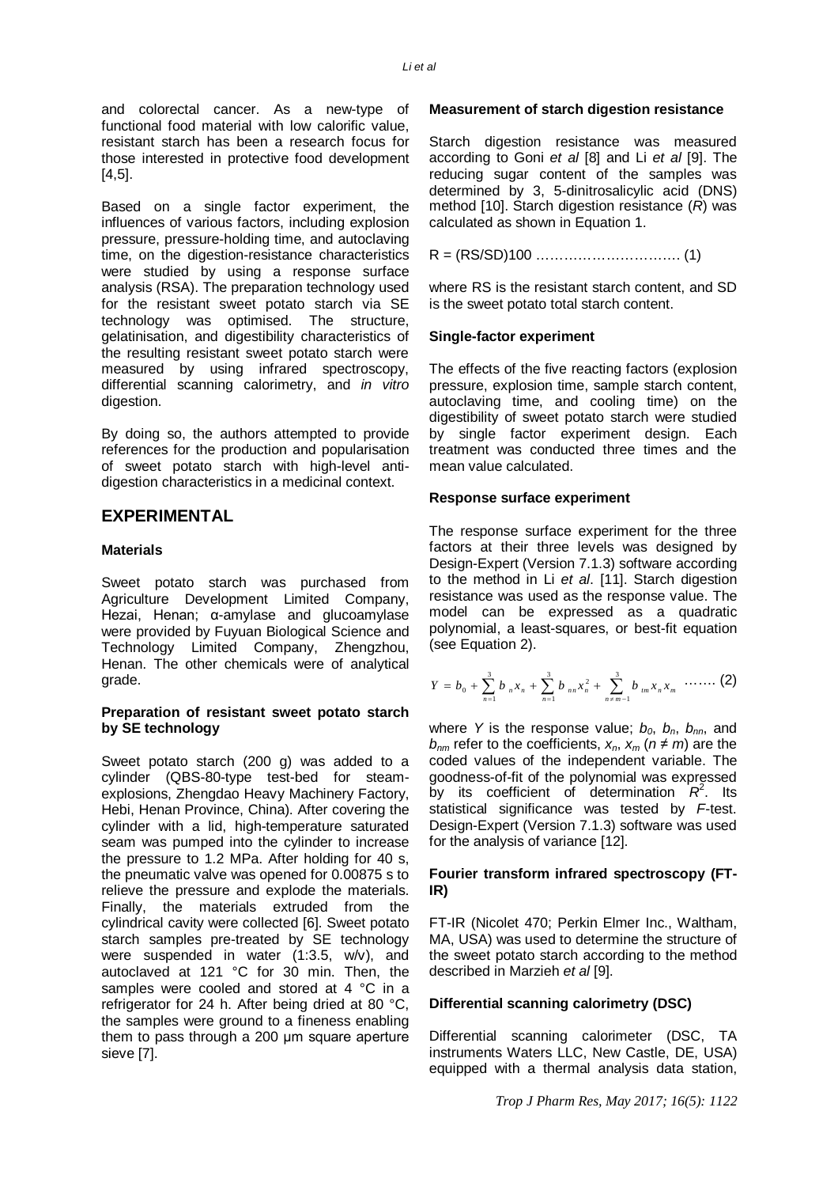and colorectal cancer. As a new-type of functional food material with low calorific value, resistant starch has been a research focus for those interested in protective food development [4,5].

Based on a single factor experiment, the influences of various factors, including explosion pressure, pressure-holding time, and autoclaving time, on the digestion-resistance characteristics were studied by using a response surface analysis (RSA). The preparation technology used for the resistant sweet potato starch via SE technology was optimised. The structure, gelatinisation, and digestibility characteristics of the resulting resistant sweet potato starch were measured by using infrared spectroscopy, differential scanning calorimetry, and *in vitro* digestion.

By doing so, the authors attempted to provide references for the production and popularisation of sweet potato starch with high-level anti-digestion characteristics in a medicinal context.

## EXPERIMENTAL

### Materials

Sweet potato starch was purchased from Agriculture Development Limited Company, Hezai, Henan; α-amylase and glucoamylase were provided by Fuyuan Biological Science and Technology Limited Company, Zhengzhou, Henan. The other chemicals were of analytical grade.

### Preparation of resistant sweet potato starch by SE technology

Sweet potato starch (200 g) was added to a cylinder (QBS-80-type test-bed for steam-explosions, Zhengdao Heavy Machinery Factory, Hebi, Henan Province, China). After covering the cylinder with a lid, high-temperature saturated seam was pumped into the cylinder to increase the pressure to 1.2 MPa. After holding for 40 s, the pneumatic valve was opened for 0.00875 s to relieve the pressure and explode the materials. Finally, the materials extruded from the cylindrical cavity were collected [6]. Sweet potato starch samples pre-treated by SE technology were suspended in water (1:3.5, w/v), and autoclaved at 121 °C for 30 min. Then, the samples were cooled and stored at 4 °C in a refrigerator for 24 h. After being dried at 80 °C, the samples were ground to a fineness enabling them to pass through a 200 μm square aperture sieve [7].

### Measurement of starch digestion resistance

Starch digestion resistance was measured according to Goni *et al* [8] and Li *et al* [9]. The reducing sugar content of the samples was determined by 3, 5-dinitrosalicylic acid (DNS) method [10]. Starch digestion resistance ($R$) was calculated as shown in Equation 1.

$$R = (RS/SD)100 \quad \text{…………………………… (1)}$$

where RS is the resistant starch content, and SD is the sweet potato total starch content.

### Single-factor experiment

The effects of the five reacting factors (explosion pressure, explosion time, sample starch content, autoclaving time, and cooling time) on the digestibility of sweet potato starch were studied by single factor experiment design. Each treatment was conducted three times and the mean value calculated.

### Response surface experiment

The response surface experiment for the three factors at their three levels was designed by Design-Expert (Version 7.1.3) software according to the method in Li *et al*. [11]. Starch digestion resistance was used as the response value. The model can be expressed as a quadratic polynomial, a least-squares, or best-fit equation (see Equation 2).

$$Y = b_0 + \sum_{n=1}^{3} b_n x_n + \sum_{n=1}^{3} b_{nn} x_n^2 + \sum_{n \neq m-1}^{3} b_{nm} x_n x_m \quad \text{……. (2)}$$

where $Y$ is the response value; $b_0$, $b_n$, $b_{nn}$, and $b_{nm}$ refer to the coefficients, $x_n$, $x_m$ ($n \neq m$) are the coded values of the independent variable. The goodness-of-fit of the polynomial was expressed by its coefficient of determination $R^2$. Its statistical significance was tested by $F$-test. Design-Expert (Version 7.1.3) software was used for the analysis of variance [12].

### Fourier transform infrared spectroscopy (FT-IR)

FT-IR (Nicolet 470; Perkin Elmer Inc., Waltham, MA, USA) was used to determine the structure of the sweet potato starch according to the method described in Marzieh *et al* [9].

### Differential scanning calorimetry (DSC)

Differential scanning calorimeter (DSC, TA instruments Waters LLC, New Castle, DE, USA) equipped with a thermal analysis data station,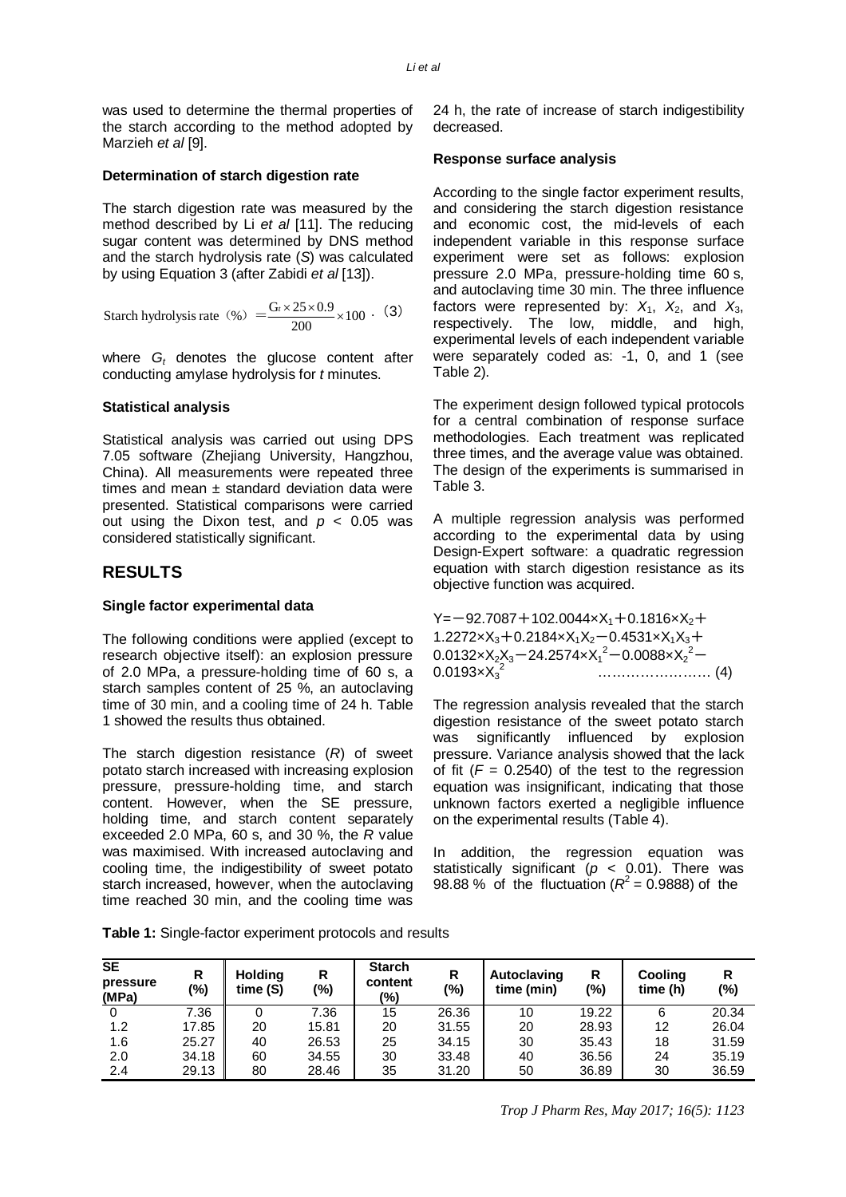was used to determine the thermal properties of the starch according to the method adopted by Marzieh *et al* [9].

### Determination of starch digestion rate

The starch digestion rate was measured by the method described by Li *et al* [11]. The reducing sugar content was determined by DNS method and the starch hydrolysis rate (*S*) was calculated by using Equation 3 (after Zabidi *et al* [13]).

$$\text{Starch hydrolysis rate (\%)} = \frac{G_t \times 25 \times 0.9}{200} \times 100 \quad (3)$$

where $G_t$ denotes the glucose content after conducting amylase hydrolysis for *t* minutes.

### Statistical analysis

Statistical analysis was carried out using DPS 7.05 software (Zhejiang University, Hangzhou, China). All measurements were repeated three times and mean ± standard deviation data were presented. Statistical comparisons were carried out using the Dixon test, and $p < 0.05$ was considered statistically significant.

## RESULTS

### Single factor experimental data

The following conditions were applied (except to research objective itself): an explosion pressure of 2.0 MPa, a pressure-holding time of 60 s, a starch samples content of 25 %, an autoclaving time of 30 min, and a cooling time of 24 h. Table 1 showed the results thus obtained.

The starch digestion resistance (*R*) of sweet potato starch increased with increasing explosion pressure, pressure-holding time, and starch content. However, when the SE pressure, holding time, and starch content separately exceeded 2.0 MPa, 60 s, and 30 %, the *R* value was maximised. With increased autoclaving and cooling time, the indigestibility of sweet potato starch increased, however, when the autoclaving time reached 30 min, and the cooling time was 24 h, the rate of increase of starch indigestibility decreased.

### Response surface analysis

According to the single factor experiment results, and considering the starch digestion resistance and economic cost, the mid-levels of each independent variable in this response surface experiment were set as follows: explosion pressure 2.0 MPa, pressure-holding time 60 s, and autoclaving time 30 min. The three influence factors were represented by: $X_1$, $X_2$, and $X_3$, respectively. The low, middle, and high, experimental levels of each independent variable were separately coded as: -1, 0, and 1 (see Table 2).

The experiment design followed typical protocols for a central combination of response surface methodologies. Each treatment was replicated three times, and the average value was obtained. The design of the experiments is summarised in Table 3.

A multiple regression analysis was performed according to the experimental data by using Design-Expert software: a quadratic regression equation with starch digestion resistance as its objective function was acquired.

$$Y = -92.7087 + 102.0044 \times X_1 + 0.1816 \times X_2 + 1.2272 \times X_3 + 0.2184 \times X_1X_2 - 0.4531 \times X_1X_3 + 0.0132 \times X_2X_3 - 24.2574 \times X_1^2 - 0.0088 \times X_2^2 - 0.0193 \times X_3^2 \quad (4)$$

The regression analysis revealed that the starch digestion resistance of the sweet potato starch was significantly influenced by explosion pressure. Variance analysis showed that the lack of fit ($F = 0.2540$) of the test to the regression equation was insignificant, indicating that those unknown factors exerted a negligible influence on the experimental results (Table 4).

In addition, the regression equation was statistically significant ($p < 0.01$). There was 98.88 % of the fluctuation ($R^2 = 0.9888$) of the

**Table 1:** Single-factor experiment protocols and results

| SE pressure (MPa) | R (%) | Holding time (S) | R (%) | Starch content (%) | R (%) | Autoclaving time (min) | R (%) | Cooling time (h) | R (%) |
|---|---|---|---|---|---|---|---|---|---|
| 0 | 7.36 | 0 | 7.36 | 15 | 26.36 | 10 | 19.22 | 6 | 20.34 |
| 1.2 | 17.85 | 20 | 15.81 | 20 | 31.55 | 20 | 28.93 | 12 | 26.04 |
| 1.6 | 25.27 | 40 | 26.53 | 25 | 34.15 | 30 | 35.43 | 18 | 31.59 |
| 2.0 | 34.18 | 60 | 34.55 | 30 | 33.48 | 40 | 36.56 | 24 | 35.19 |
| 2.4 | 29.13 | 80 | 28.46 | 35 | 31.20 | 50 | 36.89 | 30 | 36.59 |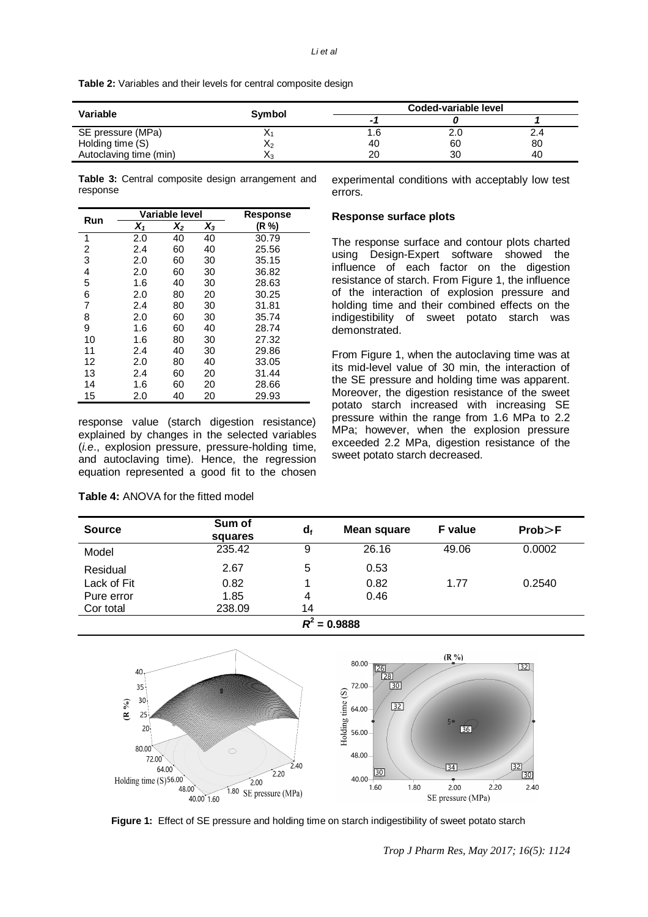**Table 2:** Variables and their levels for central composite design

| Variable | Symbol | Coded-variable level | | |
|---|---|---|---|---|
| | | *-1* | *0* | *1* |
| SE pressure (MPa) | $X_1$ | 1.6 | 2.0 | 2.4 |
| Holding time (S) | $X_2$ | 40 | 60 | 80 |
| Autoclaving time (min) | $X_3$ | 20 | 30 | 40 |

**Table 3:** Central composite design arrangement and response

| Run | Variable level | | | Response |
|---|---|---|---|---|
| | $X_1$ | $X_2$ | $X_3$ | (R %) |
| 1 | 2.0 | 40 | 40 | 30.79 |
| 2 | 2.4 | 60 | 40 | 25.56 |
| 3 | 2.0 | 60 | 30 | 35.15 |
| 4 | 2.0 | 60 | 30 | 36.82 |
| 5 | 1.6 | 40 | 30 | 28.63 |
| 6 | 2.0 | 80 | 20 | 30.25 |
| 7 | 2.4 | 80 | 30 | 31.81 |
| 8 | 2.0 | 60 | 30 | 35.74 |
| 9 | 1.6 | 60 | 40 | 28.74 |
| 10 | 1.6 | 80 | 30 | 27.32 |
| 11 | 2.4 | 40 | 30 | 29.86 |
| 12 | 2.0 | 80 | 40 | 33.05 |
| 13 | 2.4 | 60 | 20 | 31.44 |
| 14 | 1.6 | 60 | 20 | 28.66 |
| 15 | 2.0 | 40 | 20 | 29.93 |

response value (starch digestion resistance) explained by changes in the selected variables (*i.e*., explosion pressure, pressure-holding time, and autoclaving time). Hence, the regression equation represented a good fit to the chosen experimental conditions with acceptably low test errors.

**Response surface plots**

The response surface and contour plots charted using Design-Expert software showed the influence of each factor on the digestion resistance of starch. From Figure 1, the influence of the interaction of explosion pressure and holding time and their combined effects on the indigestibility of sweet potato starch was demonstrated.

From Figure 1, when the autoclaving time was at its mid-level value of 30 min, the interaction of the SE pressure and holding time was apparent. Moreover, the digestion resistance of the sweet potato starch increased with increasing SE pressure within the range from 1.6 MPa to 2.2 MPa; however, when the explosion pressure exceeded 2.2 MPa, digestion resistance of the sweet potato starch decreased.

**Table 4:** ANOVA for the fitted model

| Source | Sum of squares | $d_f$ | Mean square | F value | Prob>F |
|---|---|---|---|---|---|
| Model | 235.42 | 9 | 26.16 | 49.06 | 0.0002 |
| Residual | 2.67 | 5 | 0.53 | | |
| Lack of Fit | 0.82 | 1 | 0.82 | 1.77 | 0.2540 |
| Pure error | 1.85 | 4 | 0.46 | | |
| Cor total | 238.09 | 14 | | | |
| $R^2 = 0.9888$ | | | | | |

**Figure 1:** Effect of SE pressure and holding time on starch indigestibility of sweet potato starch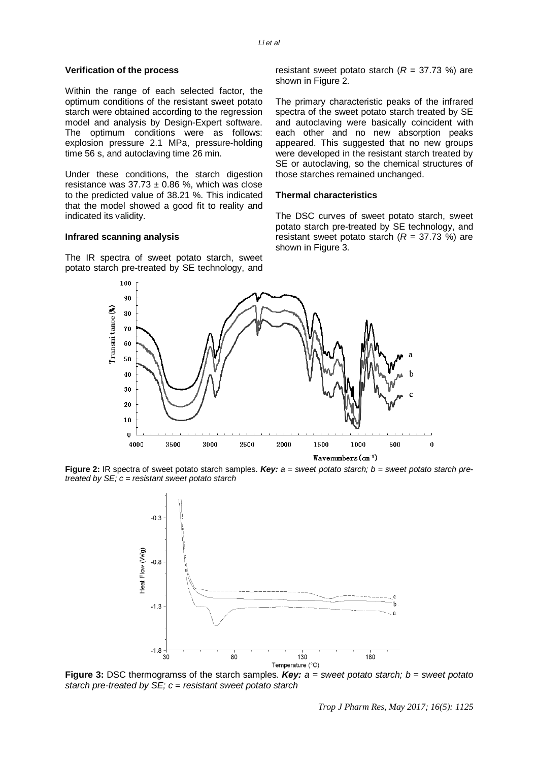### Verification of the process

Within the range of each selected factor, the optimum conditions of the resistant sweet potato starch were obtained according to the regression model and analysis by Design-Expert software. The optimum conditions were as follows: explosion pressure 2.1 MPa, pressure-holding time 56 s, and autoclaving time 26 min.

Under these conditions, the starch digestion resistance was 37.73 ± 0.86 %, which was close to the predicted value of 38.21 %. This indicated that the model showed a good fit to reality and indicated its validity.

### Infrared scanning analysis

The IR spectra of sweet potato starch, sweet potato starch pre-treated by SE technology, and resistant sweet potato starch ($R$ = 37.73 %) are shown in Figure 2.

The primary characteristic peaks of the infrared spectra of the sweet potato starch treated by SE and autoclaving were basically coincident with each other and no new absorption peaks appeared. This suggested that no new groups were developed in the resistant starch treated by SE or autoclaving, so the chemical structures of those starches remained unchanged.

### Thermal characteristics

The DSC curves of sweet potato starch, sweet potato starch pre-treated by SE technology, and resistant sweet potato starch ($R$ = 37.73 %) are shown in Figure 3.

**Figure 2:** IR spectra of sweet potato starch samples. ***Key:*** *a = sweet potato starch; b = sweet potato starch pre-treated by SE; c = resistant sweet potato starch*

**Figure 3:** DSC thermogramss of the starch samples. ***Key:*** *a = sweet potato starch; b = sweet potato starch pre-treated by SE; c = resistant sweet potato starch*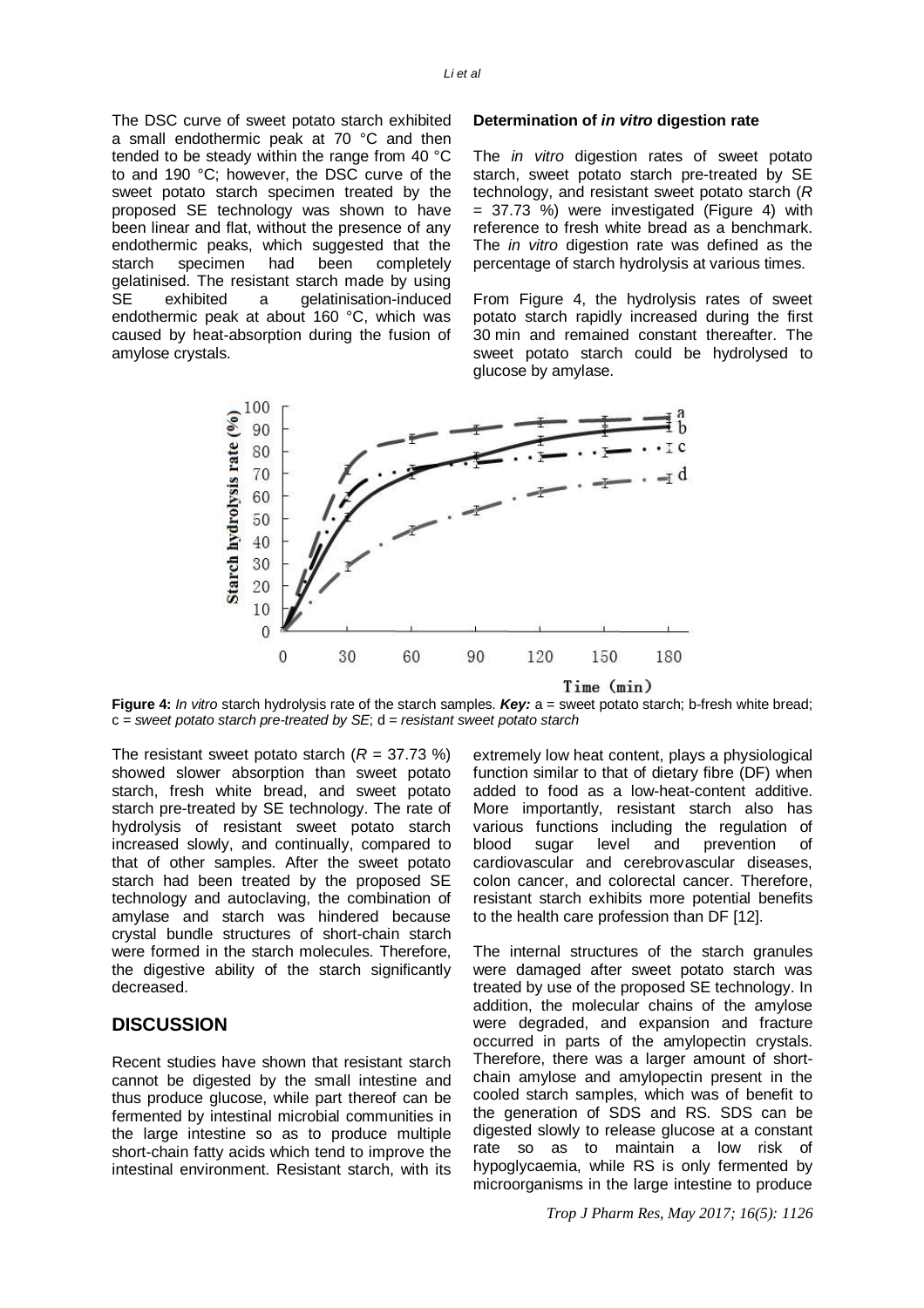The DSC curve of sweet potato starch exhibited a small endothermic peak at 70 °C and then tended to be steady within the range from 40 °C to and 190 °C; however, the DSC curve of the sweet potato starch specimen treated by the proposed SE technology was shown to have been linear and flat, without the presence of any endothermic peaks, which suggested that the starch specimen had been completely gelatinised. The resistant starch made by using SE exhibited a gelatinisation-induced endothermic peak at about 160 °C, which was caused by heat-absorption during the fusion of amylose crystals.

**Determination of *in vitro* digestion rate**

The *in vitro* digestion rates of sweet potato starch, sweet potato starch pre-treated by SE technology, and resistant sweet potato starch ($R$ = 37.73 %) were investigated (Figure 4) with reference to fresh white bread as a benchmark. The *in vitro* digestion rate was defined as the percentage of starch hydrolysis at various times.

From Figure 4, the hydrolysis rates of sweet potato starch rapidly increased during the first 30 min and remained constant thereafter. The sweet potato starch could be hydrolysed to glucose by amylase.

Starch hydrolysis rate (%)
100
90
80
70
60
50
40
30
20
10
0
0
30
60
90
120
150
180
Time (min)
a
b
c
d

**Figure 4:** *In vitro* starch hydrolysis rate of the starch samples. ***Key:*** a = sweet potato starch; b-fresh white bread; c = *sweet potato starch pre-treated by SE*; d = *resistant sweet potato starch*

The resistant sweet potato starch ($R$ = 37.73 %) showed slower absorption than sweet potato starch, fresh white bread, and sweet potato starch pre-treated by SE technology. The rate of hydrolysis of resistant sweet potato starch increased slowly, and continually, compared to that of other samples. After the sweet potato starch had been treated by the proposed SE technology and autoclaving, the combination of amylase and starch was hindered because crystal bundle structures of short-chain starch were formed in the starch molecules. Therefore, the digestive ability of the starch significantly decreased.

## DISCUSSION

Recent studies have shown that resistant starch cannot be digested by the small intestine and thus produce glucose, while part thereof can be fermented by intestinal microbial communities in the large intestine so as to produce multiple short-chain fatty acids which tend to improve the intestinal environment. Resistant starch, with its extremely low heat content, plays a physiological function similar to that of dietary fibre (DF) when added to food as a low-heat-content additive. More importantly, resistant starch also has various functions including the regulation of blood sugar level and prevention of cardiovascular and cerebrovascular diseases, colon cancer, and colorectal cancer. Therefore, resistant starch exhibits more potential benefits to the health care profession than DF [12].

The internal structures of the starch granules were damaged after sweet potato starch was treated by use of the proposed SE technology. In addition, the molecular chains of the amylose were degraded, and expansion and fracture occurred in parts of the amylopectin crystals. Therefore, there was a larger amount of short-chain amylose and amylopectin present in the cooled starch samples, which was of benefit to the generation of SDS and RS. SDS can be digested slowly to release glucose at a constant rate so as to maintain a low risk of hypoglycaemia, while RS is only fermented by microorganisms in the large intestine to produce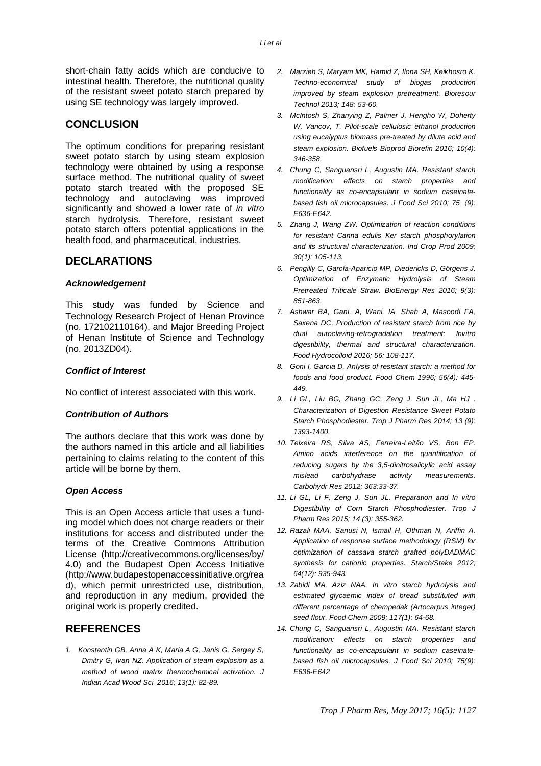short-chain fatty acids which are conducive to intestinal health. Therefore, the nutritional quality of the resistant sweet potato starch prepared by using SE technology was largely improved.

## CONCLUSION

The optimum conditions for preparing resistant sweet potato starch by using steam explosion technology were obtained by using a response surface method. The nutritional quality of sweet potato starch treated with the proposed SE technology and autoclaving was improved significantly and showed a lower rate of *in vitro* starch hydrolysis. Therefore, resistant sweet potato starch offers potential applications in the health food, and pharmaceutical, industries.

## DECLARATIONS

### *Acknowledgement*

This study was funded by Science and Technology Research Project of Henan Province (no. 172102110164), and Major Breeding Project of Henan Institute of Science and Technology (no. 2013ZD04).

### *Conflict of Interest*

No conflict of interest associated with this work.

### *Contribution of Authors*

The authors declare that this work was done by the authors named in this article and all liabilities pertaining to claims relating to the content of this article will be borne by them.

### *Open Access*

This is an Open Access article that uses a funding model which does not charge readers or their institutions for access and distributed under the terms of the Creative Commons Attribution License (http://creativecommons.org/licenses/by/4.0) and the Budapest Open Access Initiative (http://www.budapestopenaccessinitiative.org/read), which permit unrestricted use, distribution, and reproduction in any medium, provided the original work is properly credited.

## REFERENCES

1. *Konstantin GB, Anna A K, Maria A G, Janis G, Sergey S, Dmitry G, Ivan NZ. Application of steam explosion as a method of wood matrix thermochemical activation. J Indian Acad Wood Sci 2016; 13(1): 82-89.*
2. *Marzieh S, Maryam MK, Hamid Z, Ilona SH, Keikhosro K. Techno-economical study of biogas production improved by steam explosion pretreatment. Bioresour Technol 2013; 148: 53-60.*
3. *McIntosh S, Zhanying Z, Palmer J, Hengho W, Doherty W, Vancov, T. Pilot-scale cellulosic ethanol production using eucalyptus biomass pre-treated by dilute acid and steam explosion. Biofuels Bioprod Biorefin 2016; 10(4): 346-358.*
4. *Chung C, Sanguansri L, Augustin MA. Resistant starch modification: effects on starch properties and functionality as co-encapsulant in sodium caseinate-based fish oil microcapsules. J Food Sci 2010; 75 (9): E636-E642.*
5. *Zhang J, Wang ZW. Optimization of reaction conditions for resistant Canna edulis Ker starch phosphorylation and its structural characterization. Ind Crop Prod 2009; 30(1): 105-113.*
6. *Pengilly C, García-Aparicio MP, Diedericks D, Görgens J. Optimization of Enzymatic Hydrolysis of Steam Pretreated Triticale Straw. BioEnergy Res 2016; 9(3): 851-863.*
7. *Ashwar BA, Gani, A, Wani, IA, Shah A, Masoodi FA, Saxena DC. Production of resistant starch from rice by dual autoclaving-retrogradation treatment: Invitro digestibility, thermal and structural characterization. Food Hydrocolloid 2016; 56: 108-117.*
8. *Goni I, Garcia D. Anlysis of resistant starch: a method for foods and food product. Food Chem 1996; 56(4): 445-449.*
9. *Li GL, Liu BG, Zhang GC, Zeng J, Sun JL, Ma HJ . Characterization of Digestion Resistance Sweet Potato Starch Phosphodiester. Trop J Pharm Res 2014; 13 (9): 1393-1400.*
10. *Teixeira RS, Silva AS, Ferreira-Leitão VS, Bon EP. Amino acids interference on the quantification of reducing sugars by the 3,5-dinitrosalicylic acid assay mislead carbohydrase activity measurements. Carbohydr Res 2012; 363:33-37.*
11. *Li GL, Li F, Zeng J, Sun JL. Preparation and In vitro Digestibility of Corn Starch Phosphodiester. Trop J Pharm Res 2015; 14 (3): 355-362.*
12. *Razali MAA, Sanusi N, Ismail H, Othman N, Ariffin A. Application of response surface methodology (RSM) for optimization of cassava starch grafted polyDADMAC synthesis for cationic properties. Starch/Stake 2012; 64(12): 935-943.*
13. *Zabidi MA, Aziz NAA. In vitro starch hydrolysis and estimated glycaemic index of bread substituted with different percentage of chempedak (Artocarpus integer) seed flour. Food Chem 2009; 117(1): 64-68.*
14. *Chung C, Sanguansri L, Augustin MA. Resistant starch modification: effects on starch properties and functionality as co-encapsulant in sodium caseinate-based fish oil microcapsules. J Food Sci 2010; 75(9): E636-E642*